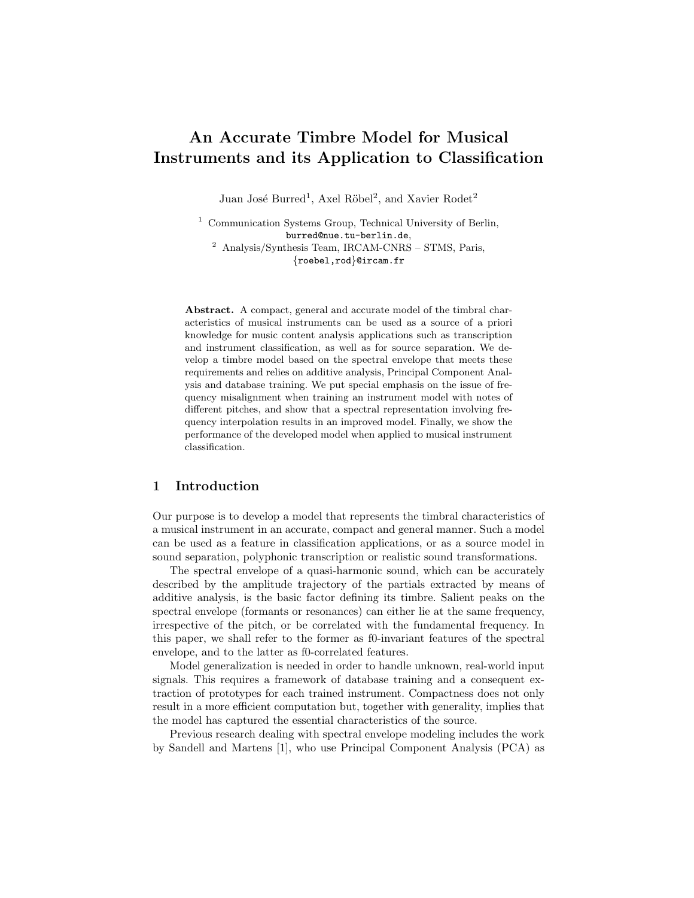// An Accurate Timbre Model for Musical Instruments and its Application to Classification

Juan José Burred[1], Axel Röbel[2], and Xavier Rodet[2]

[1] Communication Systems Group, Technical University of Berlin, burred@nue.tu-berlin.de,
[2] Analysis/Synthesis Team, IRCAM-CNRS – STMS, Paris, {roebel,rod}@ircam.fr

**Abstract.** A compact, general and accurate model of the timbral characteristics of musical instruments can be used as a source of a priori knowledge for music content analysis applications such as transcription and instrument classification, as well as for source separation. We develop a timbre model based on the spectral envelope that meets these requirements and relies on additive analysis, Principal Component Analysis and database training. We put special emphasis on the issue of frequency misalignment when training an instrument model with notes of different pitches, and show that a spectral representation involving frequency interpolation results in an improved model. Finally, we show the performance of the developed model when applied to musical instrument classification.

## 1 Introduction

Our purpose is to develop a model that represents the timbral characteristics of a musical instrument in an accurate, compact and general manner. Such a model can be used as a feature in classification applications, or as a source model in sound separation, polyphonic transcription or realistic sound transformations.

The spectral envelope of a quasi-harmonic sound, which can be accurately described by the amplitude trajectory of the partials extracted by means of additive analysis, is the basic factor defining its timbre. Salient peaks on the spectral envelope (formants or resonances) can either lie at the same frequency, irrespective of the pitch, or be correlated with the fundamental frequency. In this paper, we shall refer to the former as f0-invariant features of the spectral envelope, and to the latter as f0-correlated features.

Model generalization is needed in order to handle unknown, real-world input signals. This requires a framework of database training and a consequent extraction of prototypes for each trained instrument. Compactness does not only result in a more efficient computation but, together with generality, implies that the model has captured the essential characteristics of the source.

Previous research dealing with spectral envelope modeling includes the work by Sandell and Martens [1], who use Principal Component Analysis (PCA) as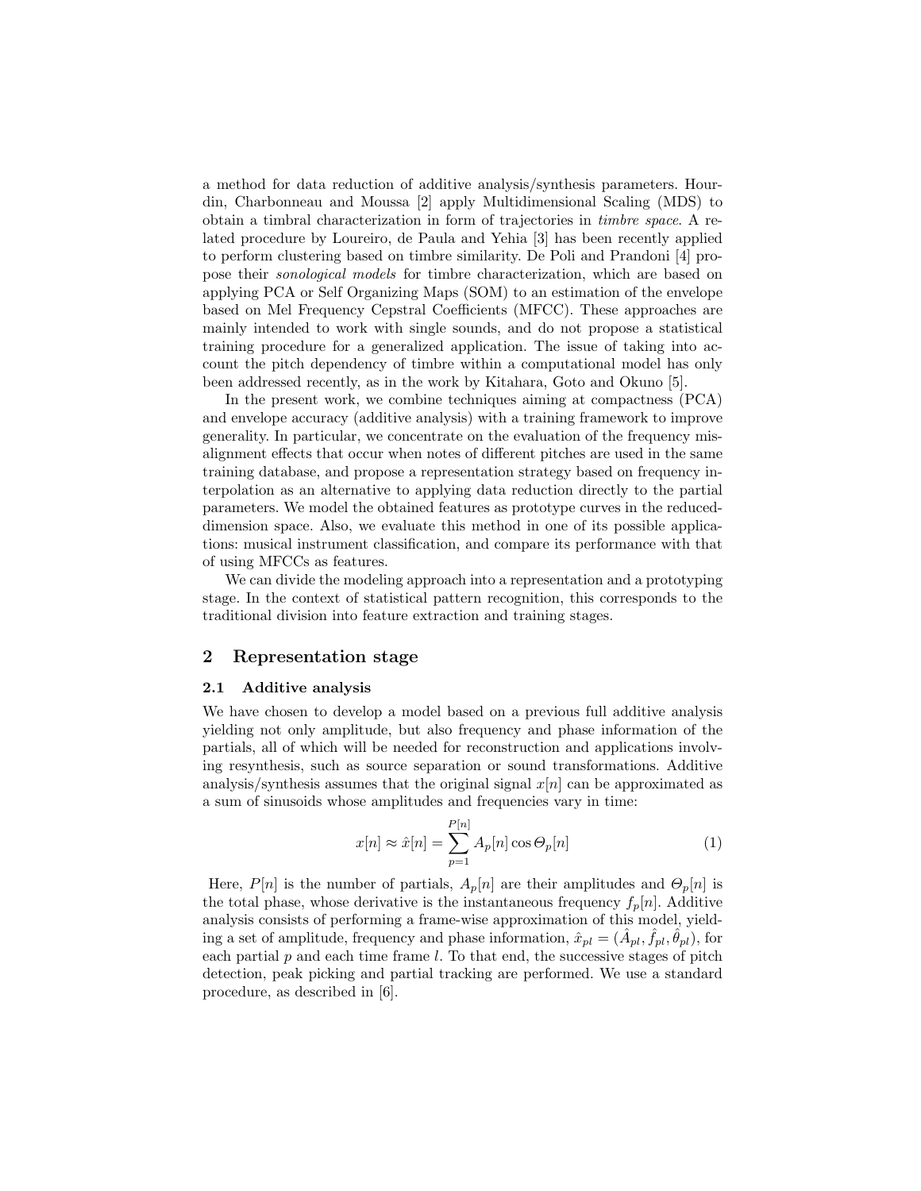a method for data reduction of additive analysis/synthesis parameters. Hourdin, Charbonneau and Moussa [2] apply Multidimensional Scaling (MDS) to obtain a timbral characterization in form of trajectories in *timbre space*. A related procedure by Loureiro, de Paula and Yehia [3] has been recently applied to perform clustering based on timbre similarity. De Poli and Prandoni [4] propose their *sonological models* for timbre characterization, which are based on applying PCA or Self Organizing Maps (SOM) to an estimation of the envelope based on Mel Frequency Cepstral Coefficients (MFCC). These approaches are mainly intended to work with single sounds, and do not propose a statistical training procedure for a generalized application. The issue of taking into account the pitch dependency of timbre within a computational model has only been addressed recently, as in the work by Kitahara, Goto and Okuno [5].

In the present work, we combine techniques aiming at compactness (PCA) and envelope accuracy (additive analysis) with a training framework to improve generality. In particular, we concentrate on the evaluation of the frequency misalignment effects that occur when notes of different pitches are used in the same training database, and propose a representation strategy based on frequency interpolation as an alternative to applying data reduction directly to the partial parameters. We model the obtained features as prototype curves in the reduced-dimension space. Also, we evaluate this method in one of its possible applications: musical instrument classification, and compare its performance with that of using MFCCs as features.

We can divide the modeling approach into a representation and a prototyping stage. In the context of statistical pattern recognition, this corresponds to the traditional division into feature extraction and training stages.

## 2 Representation stage

### 2.1 Additive analysis

We have chosen to develop a model based on a previous full additive analysis yielding not only amplitude, but also frequency and phase information of the partials, all of which will be needed for reconstruction and applications involving resynthesis, such as source separation or sound transformations. Additive analysis/synthesis assumes that the original signal $x[n]$ can be approximated as a sum of sinusoids whose amplitudes and frequencies vary in time:

$$x[n] \approx \hat{x}[n] = \sum_{p=1}^{P[n]} A_p[n] \cos \Theta_p[n] \tag{1}$$

Here, $P[n]$ is the number of partials, $A_p[n]$ are their amplitudes and $\Theta_p[n]$ is the total phase, whose derivative is the instantaneous frequency $f_p[n]$. Additive analysis consists of performing a frame-wise approximation of this model, yielding a set of amplitude, frequency and phase information, $\hat{x}_{pl} = (\hat{A}_{pl}, \hat{f}_{pl}, \hat{\theta}_{pl})$, for each partial $p$ and each time frame $l$. To that end, the successive stages of pitch detection, peak picking and partial tracking are performed. We use a standard procedure, as described in [6].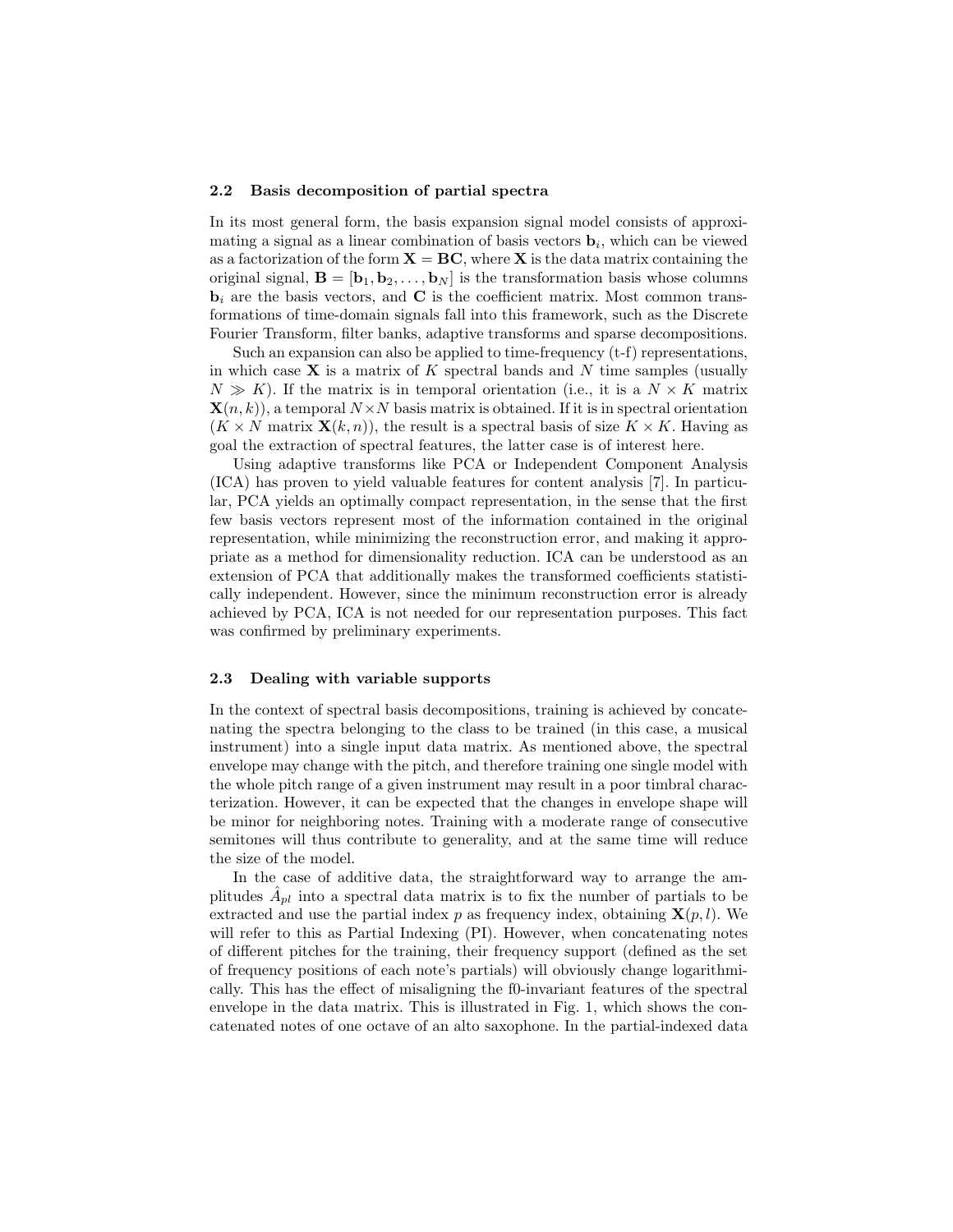### 2.2 Basis decomposition of partial spectra

In its most general form, the basis expansion signal model consists of approximating a signal as a linear combination of basis vectors $\mathbf{b}_i$, which can be viewed as a factorization of the form $\mathbf{X} = \mathbf{BC}$, where $\mathbf{X}$ is the data matrix containing the original signal, $\mathbf{B} = [\mathbf{b}_1, \mathbf{b}_2, \ldots, \mathbf{b}_N]$ is the transformation basis whose columns $\mathbf{b}_i$ are the basis vectors, and $\mathbf{C}$ is the coefficient matrix. Most common transformations of time-domain signals fall into this framework, such as the Discrete Fourier Transform, filter banks, adaptive transforms and sparse decompositions.

Such an expansion can also be applied to time-frequency (t-f) representations, in which case $\mathbf{X}$ is a matrix of $K$ spectral bands and $N$ time samples (usually $N \gg K$). If the matrix is in temporal orientation (i.e., it is a $N \times K$ matrix $\mathbf{X}(n,k)$), a temporal $N \times N$ basis matrix is obtained. If it is in spectral orientation ($K \times N$ matrix $\mathbf{X}(k,n)$), the result is a spectral basis of size $K \times K$. Having as goal the extraction of spectral features, the latter case is of interest here.

Using adaptive transforms like PCA or Independent Component Analysis (ICA) has proven to yield valuable features for content analysis [7]. In particular, PCA yields an optimally compact representation, in the sense that the first few basis vectors represent most of the information contained in the original representation, while minimizing the reconstruction error, and making it appropriate as a method for dimensionality reduction. ICA can be understood as an extension of PCA that additionally makes the transformed coefficients statistically independent. However, since the minimum reconstruction error is already achieved by PCA, ICA is not needed for our representation purposes. This fact was confirmed by preliminary experiments.

### 2.3 Dealing with variable supports

In the context of spectral basis decompositions, training is achieved by concatenating the spectra belonging to the class to be trained (in this case, a musical instrument) into a single input data matrix. As mentioned above, the spectral envelope may change with the pitch, and therefore training one single model with the whole pitch range of a given instrument may result in a poor timbral characterization. However, it can be expected that the changes in envelope shape will be minor for neighboring notes. Training with a moderate range of consecutive semitones will thus contribute to generality, and at the same time will reduce the size of the model.

In the case of additive data, the straightforward way to arrange the amplitudes $\hat{A}_{pl}$ into a spectral data matrix is to fix the number of partials to be extracted and use the partial index $p$ as frequency index, obtaining $\mathbf{X}(p,l)$. We will refer to this as Partial Indexing (PI). However, when concatenating notes of different pitches for the training, their frequency support (defined as the set of frequency positions of each note's partials) will obviously change logarithmically. This has the effect of misaligning the f0-invariant features of the spectral envelope in the data matrix. This is illustrated in Fig. 1, which shows the concatenated notes of one octave of an alto saxophone. In the partial-indexed data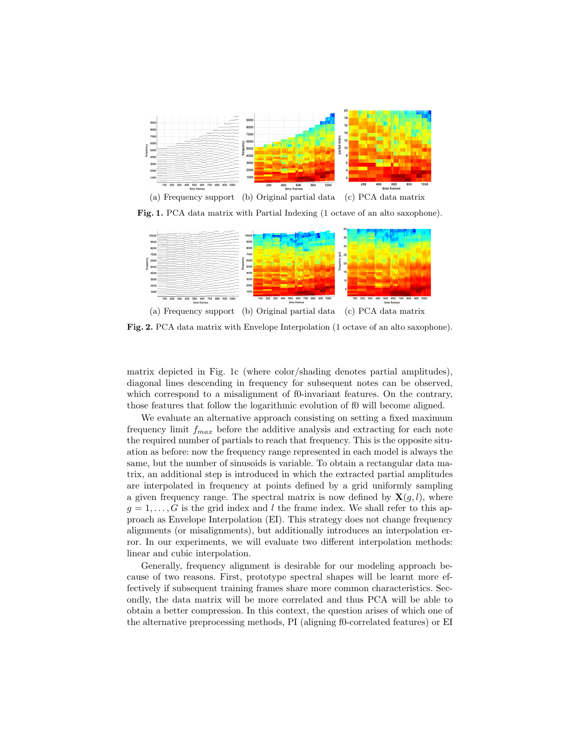(a) Frequency support (b) Original partial data (c) PCA data matrix

**Fig. 1.** PCA data matrix with Partial Indexing (1 octave of an alto saxophone).

(a) Frequency support (b) Original partial data (c) PCA data matrix

**Fig. 2.** PCA data matrix with Envelope Interpolation (1 octave of an alto saxophone).

matrix depicted in Fig. 1c (where color/shading denotes partial amplitudes), diagonal lines descending in frequency for subsequent notes can be observed, which correspond to a misalignment of f0-invariant features. On the contrary, those features that follow the logarithmic evolution of f0 will become aligned.

We evaluate an alternative approach consisting on setting a fixed maximum frequency limit $f_{max}$ before the additive analysis and extracting for each note the required number of partials to reach that frequency. This is the opposite situation as before: now the frequency range represented in each model is always the same, but the number of sinusoids is variable. To obtain a rectangular data matrix, an additional step is introduced in which the extracted partial amplitudes are interpolated in frequency at points defined by a grid uniformly sampling a given frequency range. The spectral matrix is now defined by $\mathbf{X}(g, l)$, where $g = 1, \ldots, G$ is the grid index and $l$ the frame index. We shall refer to this approach as Envelope Interpolation (EI). This strategy does not change frequency alignments (or misalignments), but additionally introduces an interpolation error. In our experiments, we will evaluate two different interpolation methods: linear and cubic interpolation.

Generally, frequency alignment is desirable for our modeling approach because of two reasons. First, prototype spectral shapes will be learnt more effectively if subsequent training frames share more common characteristics. Secondly, the data matrix will be more correlated and thus PCA will be able to obtain a better compression. In this context, the question arises of which one of the alternative preprocessing methods, PI (aligning f0-correlated features) or EI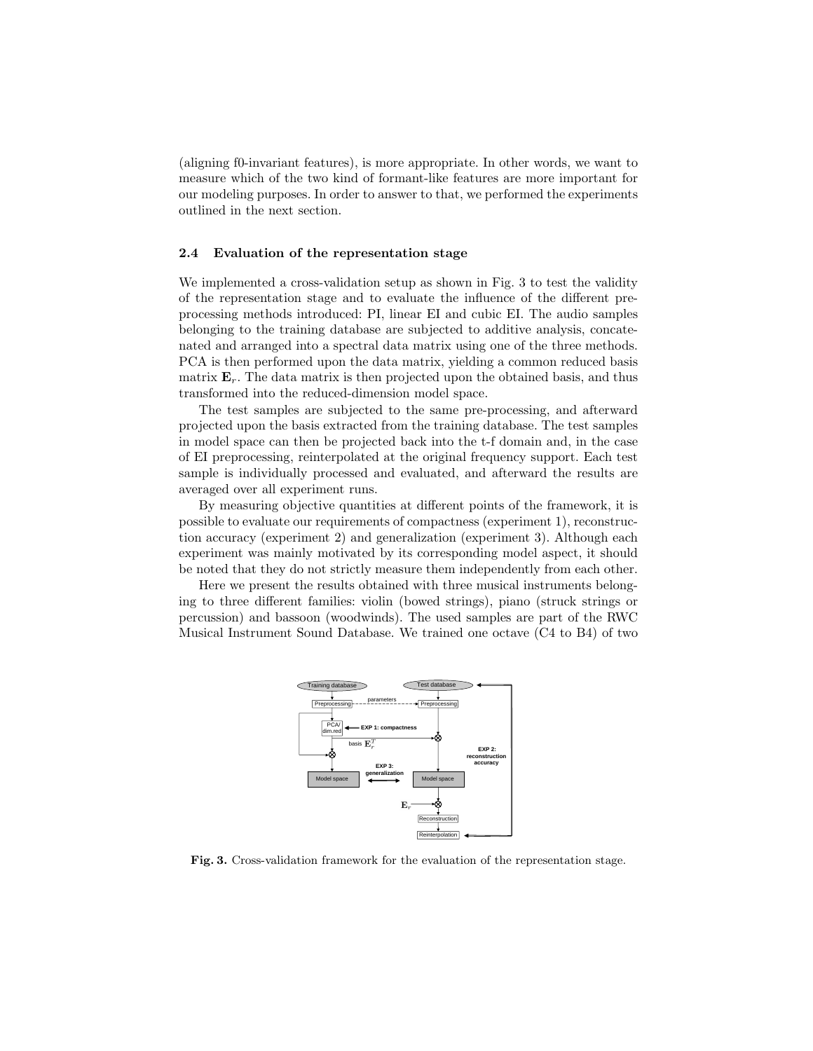(aligning f0-invariant features), is more appropriate. In other words, we want to measure which of the two kind of formant-like features are more important for our modeling purposes. In order to answer to that, we performed the experiments outlined in the next section.

### 2.4 Evaluation of the representation stage

We implemented a cross-validation setup as shown in Fig. 3 to test the validity of the representation stage and to evaluate the influence of the different preprocessing methods introduced: PI, linear EI and cubic EI. The audio samples belonging to the training database are subjected to additive analysis, concatenated and arranged into a spectral data matrix using one of the three methods. PCA is then performed upon the data matrix, yielding a common reduced basis matrix $\mathbf{E}_r$. The data matrix is then projected upon the obtained basis, and thus transformed into the reduced-dimension model space.

The test samples are subjected to the same pre-processing, and afterward projected upon the basis extracted from the training database. The test samples in model space can then be projected back into the t-f domain and, in the case of EI preprocessing, reinterpolated at the original frequency support. Each test sample is individually processed and evaluated, and afterward the results are averaged over all experiment runs.

By measuring objective quantities at different points of the framework, it is possible to evaluate our requirements of compactness (experiment 1), reconstruction accuracy (experiment 2) and generalization (experiment 3). Although each experiment was mainly motivated by its corresponding model aspect, it should be noted that they do not strictly measure them independently from each other.

Here we present the results obtained with three musical instruments belonging to three different families: violin (bowed strings), piano (struck strings or percussion) and bassoon (woodwinds). The used samples are part of the RWC Musical Instrument Sound Database. We trained one octave (C4 to B4) of two

**Fig. 3.** Cross-validation framework for the evaluation of the representation stage.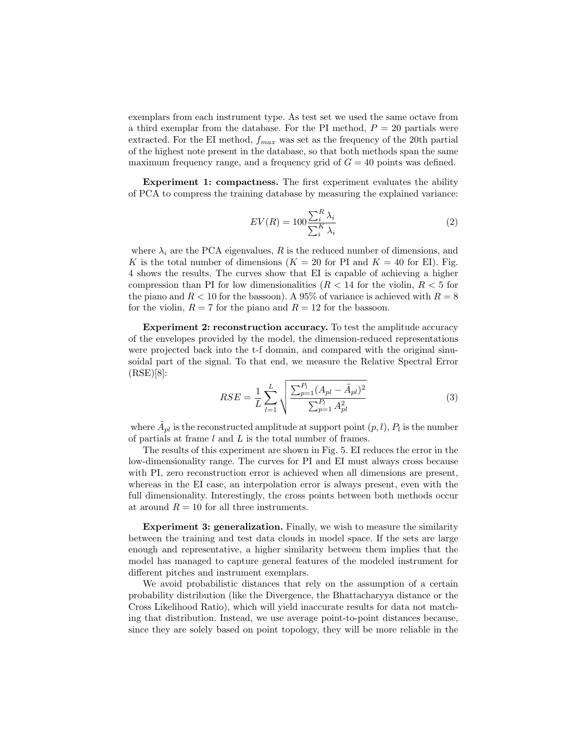exemplars from each instrument type. As test set we used the same octave from a third exemplar from the database. For the PI method, $P = 20$ partials were extracted. For the EI method, $f_{max}$ was set as the frequency of the 20th partial of the highest note present in the database, so that both methods span the same maximum frequency range, and a frequency grid of $G = 40$ points was defined.

**Experiment 1: compactness.** The first experiment evaluates the ability of PCA to compress the training database by measuring the explained variance:

$$EV(R) = 100 \frac{\sum_i^R \lambda_i}{\sum_i^K \lambda_i} \tag{2}$$

where $\lambda_i$ are the PCA eigenvalues, $R$ is the reduced number of dimensions, and $K$ is the total number of dimensions ($K = 20$ for PI and $K = 40$ for EI). Fig. 4 shows the results. The curves show that EI is capable of achieving a higher compression than PI for low dimensionalities ($R < 14$ for the violin, $R < 5$ for the piano and $R < 10$ for the bassoon). A 95% of variance is achieved with $R = 8$ for the violin, $R = 7$ for the piano and $R = 12$ for the bassoon.

**Experiment 2: reconstruction accuracy.** To test the amplitude accuracy of the envelopes provided by the model, the dimension-reduced representations were projected back into the t-f domain, and compared with the original sinusoidal part of the signal. To that end, we measure the Relative Spectral Error (RSE)[8]:

$$RSE = \frac{1}{L} \sum_{l=1}^{L} \sqrt{\frac{\sum_{p=1}^{P_l} (A_{pl} - \tilde{A}_{pl})^2}{\sum_{p=1}^{P_l} A_{pl}^2}} \tag{3}$$

where $\tilde{A}_{pl}$ is the reconstructed amplitude at support point $(p, l)$, $P_l$ is the number of partials at frame $l$ and $L$ is the total number of frames.

The results of this experiment are shown in Fig. 5. EI reduces the error in the low-dimensionality range. The curves for PI and EI must always cross because with PI, zero reconstruction error is achieved when all dimensions are present, whereas in the EI case, an interpolation error is always present, even with the full dimensionality. Interestingly, the cross points between both methods occur at around $R = 10$ for all three instruments.

**Experiment 3: generalization.** Finally, we wish to measure the similarity between the training and test data clouds in model space. If the sets are large enough and representative, a higher similarity between them implies that the model has managed to capture general features of the modeled instrument for different pitches and instrument exemplars.

We avoid probabilistic distances that rely on the assumption of a certain probability distribution (like the Divergence, the Bhattacharyya distance or the Cross Likelihood Ratio), which will yield inaccurate results for data not matching that distribution. Instead, we use average point-to-point distances because, since they are solely based on point topology, they will be more reliable in the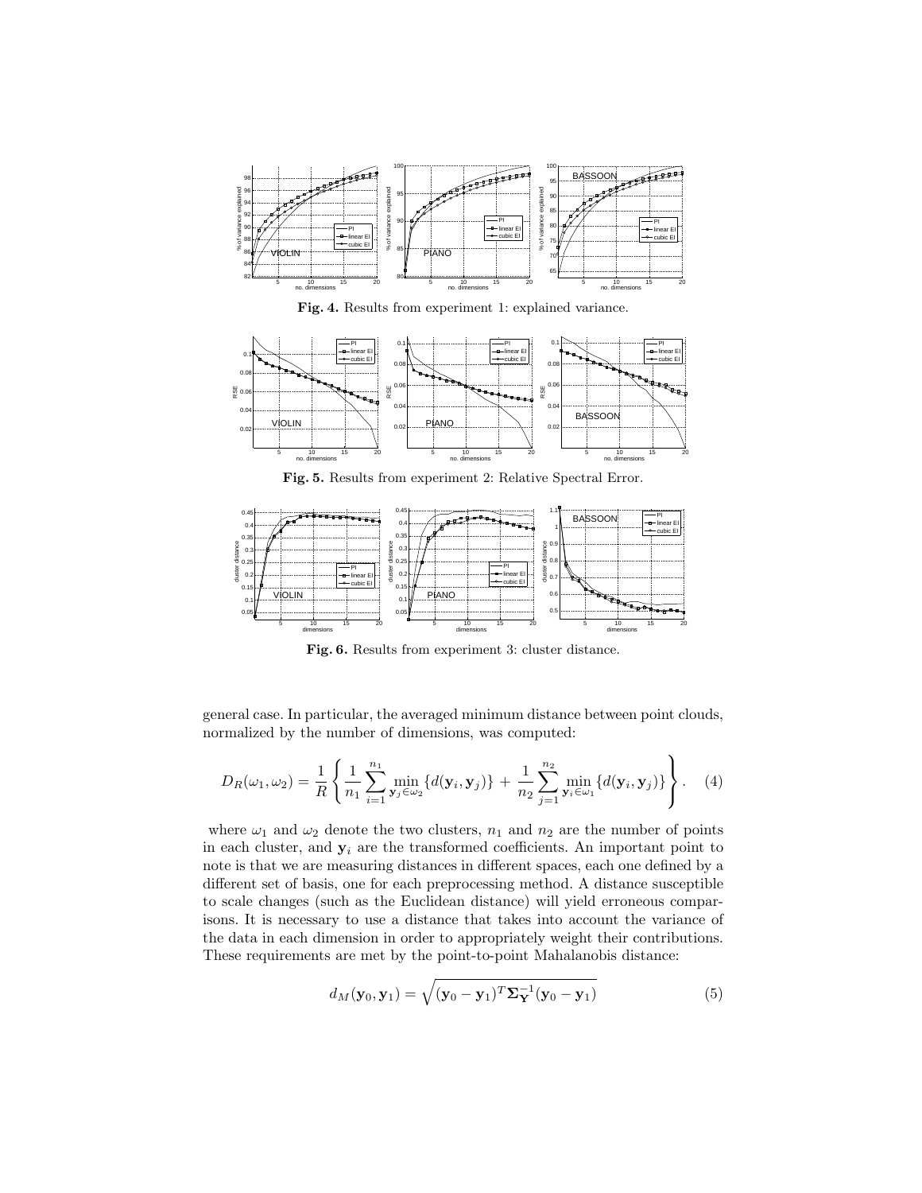**Fig. 4.** Results from experiment 1: explained variance.

**Fig. 5.** Results from experiment 2: Relative Spectral Error.

**Fig. 6.** Results from experiment 3: cluster distance.

general case. In particular, the averaged minimum distance between point clouds, normalized by the number of dimensions, was computed:

$$D_R(\omega_1, \omega_2) = \frac{1}{R} \left\{ \frac{1}{n_1} \sum_{i=1}^{n_1} \min_{\mathbf{y}_j \in \omega_2} \{d(\mathbf{y}_i, \mathbf{y}_j)\} + \frac{1}{n_2} \sum_{j=1}^{n_2} \min_{\mathbf{y}_i \in \omega_1} \{d(\mathbf{y}_i, \mathbf{y}_j)\} \right\}. \quad (4)$$

where $\omega_1$ and $\omega_2$ denote the two clusters, $n_1$ and $n_2$ are the number of points in each cluster, and $\mathbf{y}_i$ are the transformed coefficients. An important point to note is that we are measuring distances in different spaces, each one defined by a different set of basis, one for each preprocessing method. A distance susceptible to scale changes (such as the Euclidean distance) will yield erroneous comparisons. It is necessary to use a distance that takes into account the variance of the data in each dimension in order to appropriately weight their contributions. These requirements are met by the point-to-point Mahalanobis distance:

$$d_M(\mathbf{y}_0, \mathbf{y}_1) = \sqrt{(\mathbf{y}_0 - \mathbf{y}_1)^T \mathbf{\Sigma}_{\mathbf{Y}}^{-1} (\mathbf{y}_0 - \mathbf{y}_1)} \quad (5)$$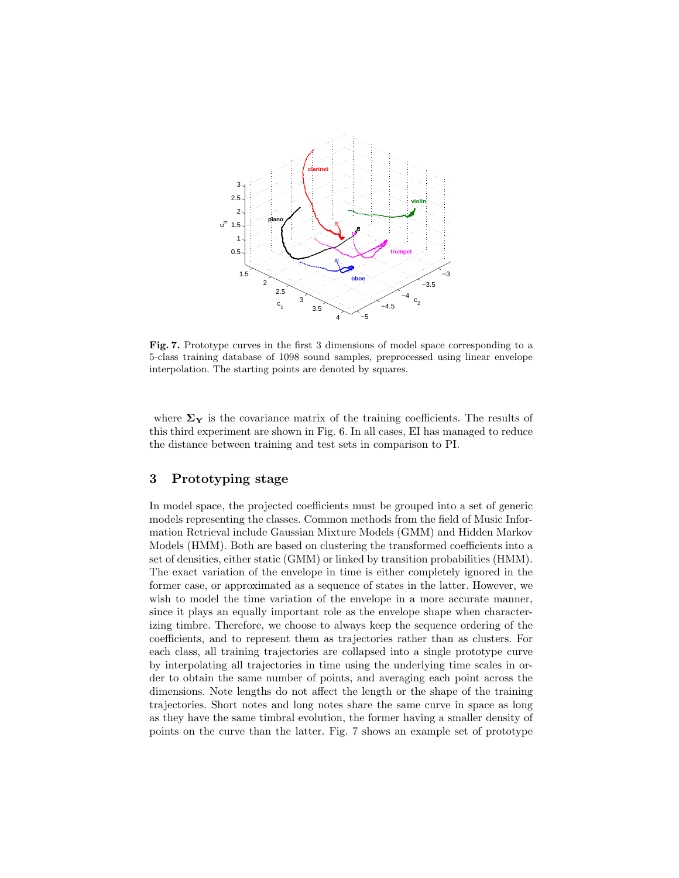**Fig. 7.** Prototype curves in the first 3 dimensions of model space corresponding to a 5-class training database of 1098 sound samples, preprocessed using linear envelope interpolation. The starting points are denoted by squares.

where $\mathbf{\Sigma_Y}$ is the covariance matrix of the training coefficients. The results of this third experiment are shown in Fig. 6. In all cases, EI has managed to reduce the distance between training and test sets in comparison to PI.

## 3 Prototyping stage

In model space, the projected coefficients must be grouped into a set of generic models representing the classes. Common methods from the field of Music Information Retrieval include Gaussian Mixture Models (GMM) and Hidden Markov Models (HMM). Both are based on clustering the transformed coefficients into a set of densities, either static (GMM) or linked by transition probabilities (HMM). The exact variation of the envelope in time is either completely ignored in the former case, or approximated as a sequence of states in the latter. However, we wish to model the time variation of the envelope in a more accurate manner, since it plays an equally important role as the envelope shape when characterizing timbre. Therefore, we choose to always keep the sequence ordering of the coefficients, and to represent them as trajectories rather than as clusters. For each class, all training trajectories are collapsed into a single prototype curve by interpolating all trajectories in time using the underlying time scales in order to obtain the same number of points, and averaging each point across the dimensions. Note lengths do not affect the length or the shape of the training trajectories. Short notes and long notes share the same curve in space as long as they have the same timbral evolution, the former having a smaller density of points on the curve than the latter. Fig. 7 shows an example set of prototype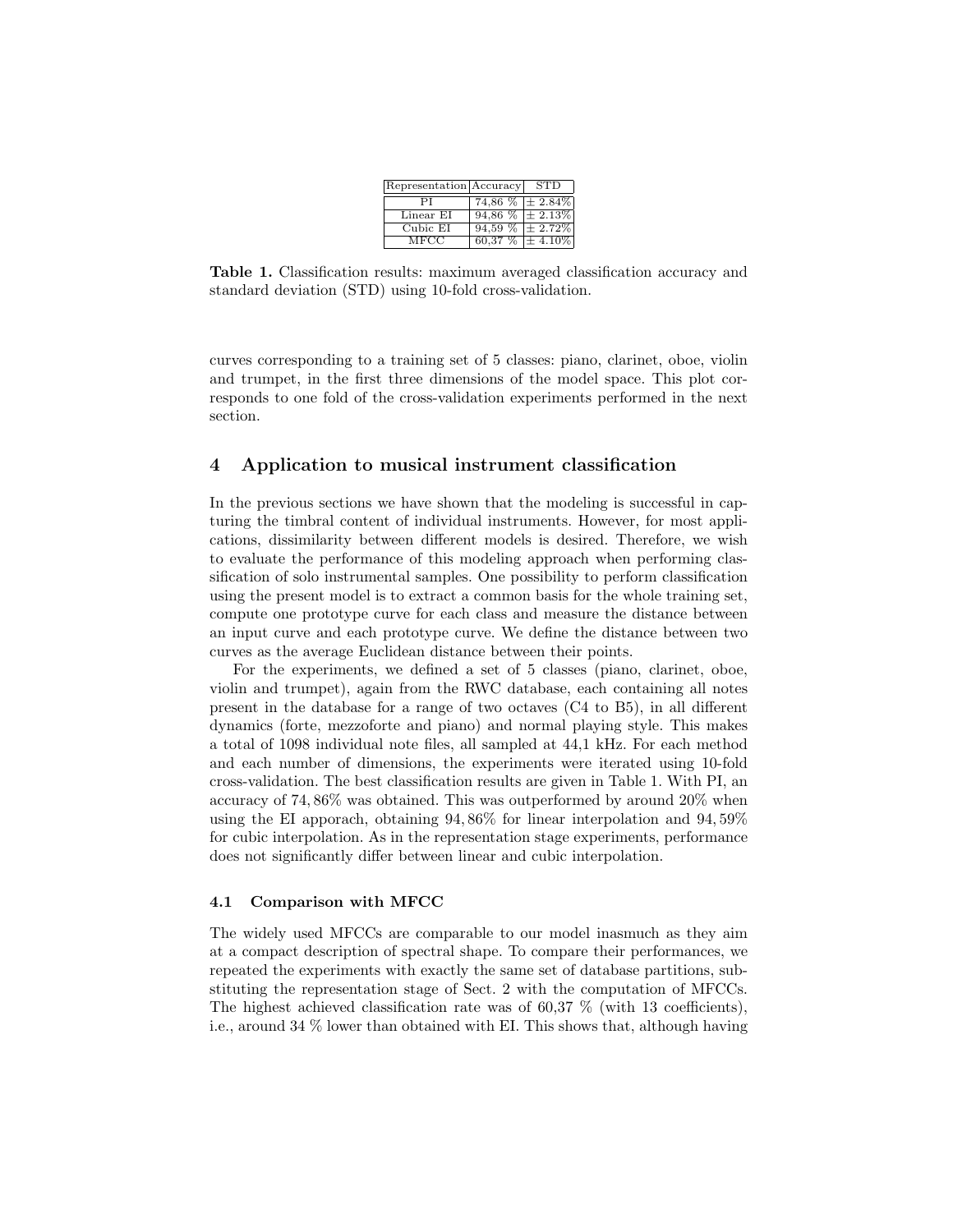| Representation | Accuracy | STD |
|---|---|---|
| PI | 74,86 % | ± 2.84% |
| Linear EI | 94,86 % | ± 2.13% |
| Cubic EI | 94,59 % | ± 2.72% |
| MFCC | 60,37 % | ± 4.10% |

**Table 1.** Classification results: maximum averaged classification accuracy and standard deviation (STD) using 10-fold cross-validation.

curves corresponding to a training set of 5 classes: piano, clarinet, oboe, violin and trumpet, in the first three dimensions of the model space. This plot corresponds to one fold of the cross-validation experiments performed in the next section.

## 4 Application to musical instrument classification

In the previous sections we have shown that the modeling is successful in capturing the timbral content of individual instruments. However, for most applications, dissimilarity between different models is desired. Therefore, we wish to evaluate the performance of this modeling approach when performing classification of solo instrumental samples. One possibility to perform classification using the present model is to extract a common basis for the whole training set, compute one prototype curve for each class and measure the distance between an input curve and each prototype curve. We define the distance between two curves as the average Euclidean distance between their points.

For the experiments, we defined a set of 5 classes (piano, clarinet, oboe, violin and trumpet), again from the RWC database, each containing all notes present in the database for a range of two octaves (C4 to B5), in all different dynamics (forte, mezzoforte and piano) and normal playing style. This makes a total of 1098 individual note files, all sampled at 44,1 kHz. For each method and each number of dimensions, the experiments were iterated using 10-fold cross-validation. The best classification results are given in Table 1. With PI, an accuracy of 74,86% was obtained. This was outperformed by around 20% when using the EI apporach, obtaining 94,86% for linear interpolation and 94,59% for cubic interpolation. As in the representation stage experiments, performance does not significantly differ between linear and cubic interpolation.

### 4.1 Comparison with MFCC

The widely used MFCCs are comparable to our model inasmuch as they aim at a compact description of spectral shape. To compare their performances, we repeated the experiments with exactly the same set of database partitions, substituting the representation stage of Sect. 2 with the computation of MFCCs. The highest achieved classification rate was of 60,37 % (with 13 coefficients), i.e., around 34 % lower than obtained with EI. This shows that, although having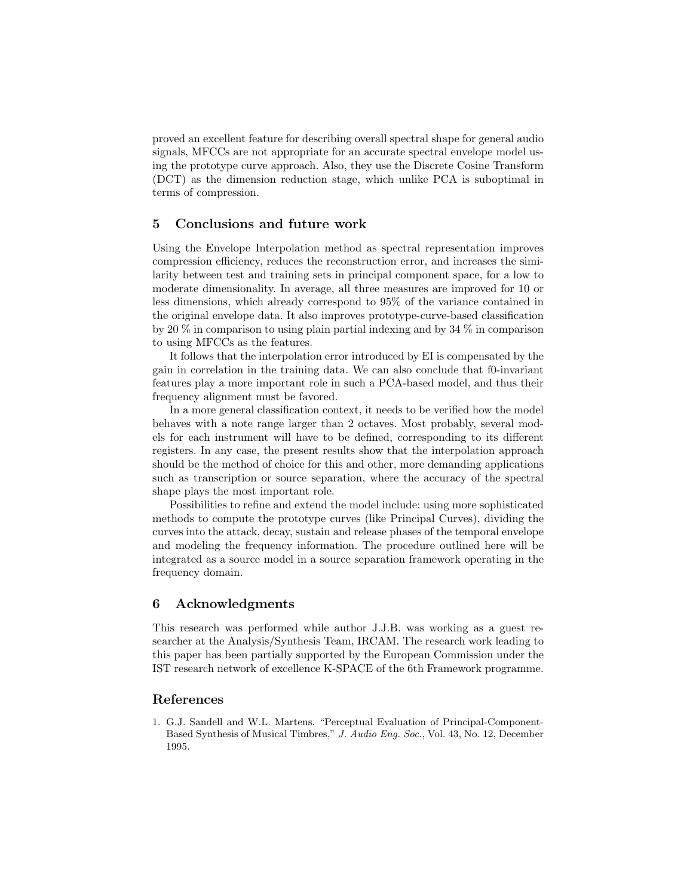proved an excellent feature for describing overall spectral shape for general audio signals, MFCCs are not appropriate for an accurate spectral envelope model using the prototype curve approach. Also, they use the Discrete Cosine Transform (DCT) as the dimension reduction stage, which unlike PCA is suboptimal in terms of compression.

## 5 Conclusions and future work

Using the Envelope Interpolation method as spectral representation improves compression efficiency, reduces the reconstruction error, and increases the similarity between test and training sets in principal component space, for a low to moderate dimensionality. In average, all three measures are improved for 10 or less dimensions, which already correspond to 95% of the variance contained in the original envelope data. It also improves prototype-curve-based classification by 20 % in comparison to using plain partial indexing and by 34 % in comparison to using MFCCs as the features.

It follows that the interpolation error introduced by EI is compensated by the gain in correlation in the training data. We can also conclude that f0-invariant features play a more important role in such a PCA-based model, and thus their frequency alignment must be favored.

In a more general classification context, it needs to be verified how the model behaves with a note range larger than 2 octaves. Most probably, several models for each instrument will have to be defined, corresponding to its different registers. In any case, the present results show that the interpolation approach should be the method of choice for this and other, more demanding applications such as transcription or source separation, where the accuracy of the spectral shape plays the most important role.

Possibilities to refine and extend the model include: using more sophisticated methods to compute the prototype curves (like Principal Curves), dividing the curves into the attack, decay, sustain and release phases of the temporal envelope and modeling the frequency information. The procedure outlined here will be integrated as a source model in a source separation framework operating in the frequency domain.

## 6 Acknowledgments

This research was performed while author J.J.B. was working as a guest researcher at the Analysis/Synthesis Team, IRCAM. The research work leading to this paper has been partially supported by the European Commission under the IST research network of excellence K-SPACE of the 6th Framework programme.

## References

1. G.J. Sandell and W.L. Martens. "Perceptual Evaluation of Principal-Component-Based Synthesis of Musical Timbres," *J. Audio Eng. Soc.*, Vol. 43, No. 12, December 1995.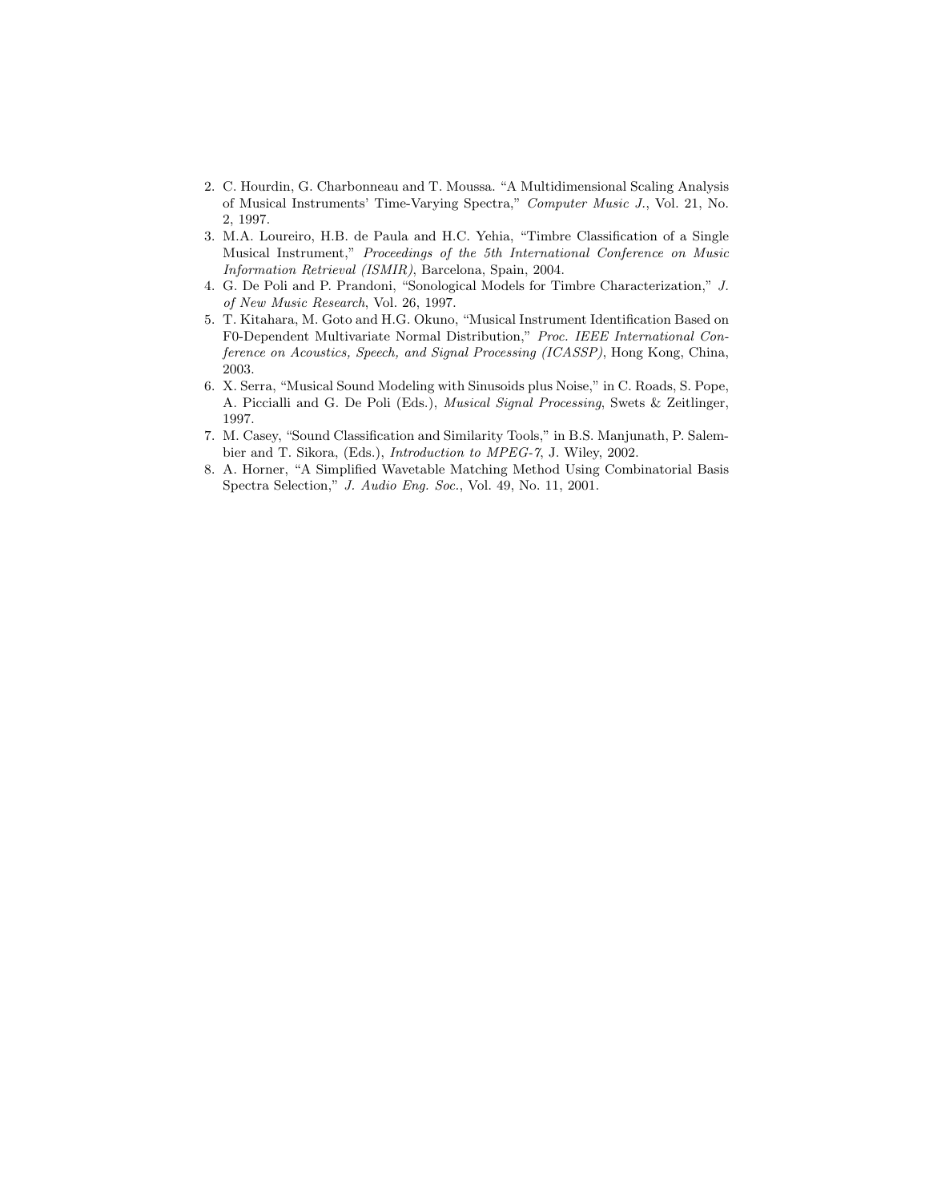2. C. Hourdin, G. Charbonneau and T. Moussa. “A Multidimensional Scaling Analysis of Musical Instruments' Time-Varying Spectra,” *Computer Music J.*, Vol. 21, No. 2, 1997.
3. M.A. Loureiro, H.B. de Paula and H.C. Yehia, “Timbre Classification of a Single Musical Instrument,” *Proceedings of the 5th International Conference on Music Information Retrieval (ISMIR)*, Barcelona, Spain, 2004.
4. G. De Poli and P. Prandoni, “Sonological Models for Timbre Characterization,” *J. of New Music Research*, Vol. 26, 1997.
5. T. Kitahara, M. Goto and H.G. Okuno, “Musical Instrument Identification Based on F0-Dependent Multivariate Normal Distribution,” *Proc. IEEE International Conference on Acoustics, Speech, and Signal Processing (ICASSP)*, Hong Kong, China, 2003.
6. X. Serra, “Musical Sound Modeling with Sinusoids plus Noise,” in C. Roads, S. Pope, A. Piccialli and G. De Poli (Eds.), *Musical Signal Processing*, Swets & Zeitlinger, 1997.
7. M. Casey, “Sound Classification and Similarity Tools,” in B.S. Manjunath, P. Salembier and T. Sikora, (Eds.), *Introduction to MPEG-7*, J. Wiley, 2002.
8. A. Horner, “A Simplified Wavetable Matching Method Using Combinatorial Basis Spectra Selection,” *J. Audio Eng. Soc.*, Vol. 49, No. 11, 2001.